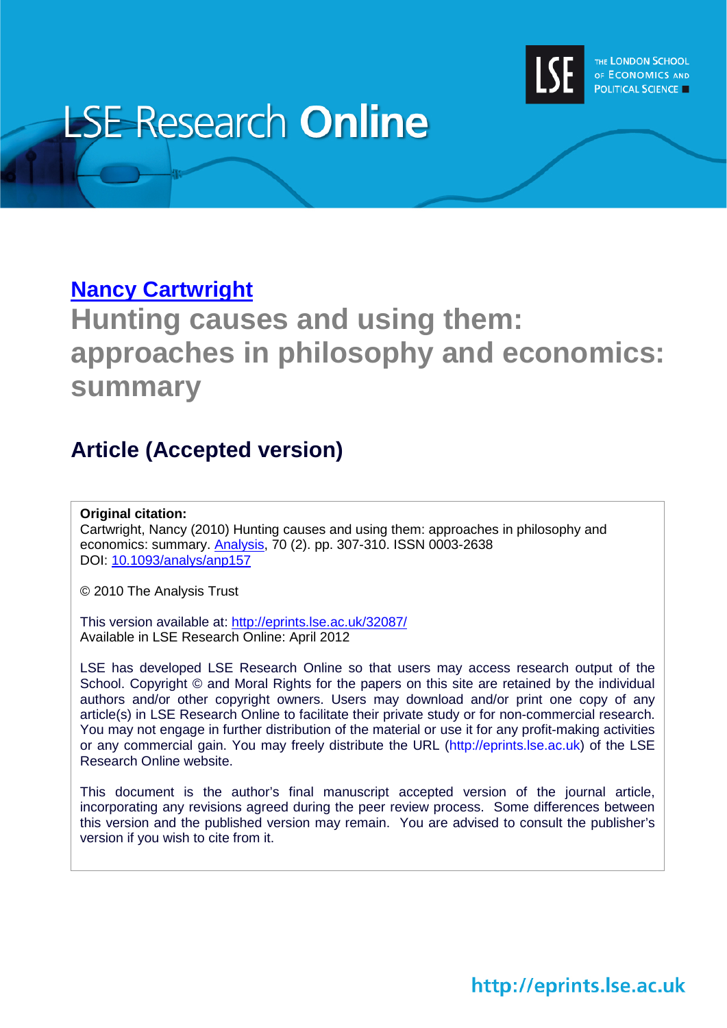LSE Research **Online**

THE LONDON SCHOOL OF ECONOMICS AND POLITICAL SCIENCE

[Nancy Cartwright](#)

# Hunting causes and using them: approaches in philosophy and economics: summary

## Article (Accepted version)

**Original citation:**
Cartwright, Nancy (2010) Hunting causes and using them: approaches in philosophy and economics: summary. [Analysis](#), 70 (2). pp. 307-310. ISSN 0003-2638
DOI: [10.1093/analys/anp157](#)

© 2010 The Analysis Trust

This version available at: [http://eprints.lse.ac.uk/32087/](http://eprints.lse.ac.uk/32087/)
Available in LSE Research Online: April 2012

LSE has developed LSE Research Online so that users may access research output of the School. Copyright © and Moral Rights for the papers on this site are retained by the individual authors and/or other copyright owners. Users may download and/or print one copy of any article(s) in LSE Research Online to facilitate their private study or for non-commercial research. You may not engage in further distribution of the material or use it for any profit-making activities or any commercial gain. You may freely distribute the URL (http://eprints.lse.ac.uk) of the LSE Research Online website.

This document is the author's final manuscript accepted version of the journal article, incorporating any revisions agreed during the peer review process. Some differences between this version and the published version may remain. You are advised to consult the publisher's version if you wish to cite from it.

http://eprints.lse.ac.uk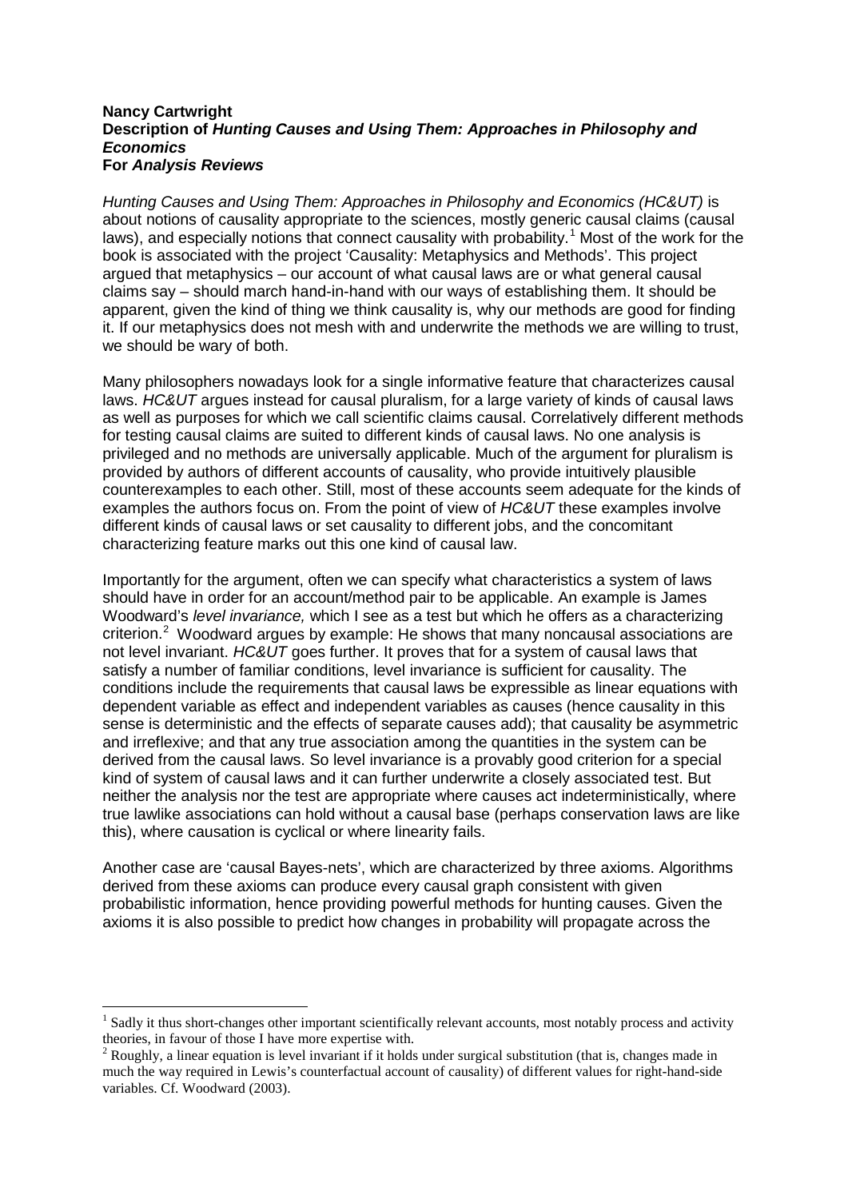**Nancy Cartwright**
**Description of *Hunting Causes and Using Them: Approaches in Philosophy and Economics***
**For *Analysis Reviews***

*Hunting Causes and Using Them: Approaches in Philosophy and Economics (HC&UT)* is about notions of causality appropriate to the sciences, mostly generic causal claims (causal laws), and especially notions that connect causality with probability.[1] Most of the work for the book is associated with the project 'Causality: Metaphysics and Methods'. This project argued that metaphysics – our account of what causal laws are or what general causal claims say – should march hand-in-hand with our ways of establishing them. It should be apparent, given the kind of thing we think causality is, why our methods are good for finding it. If our metaphysics does not mesh with and underwrite the methods we are willing to trust, we should be wary of both.

Many philosophers nowadays look for a single informative feature that characterizes causal laws. *HC&UT* argues instead for causal pluralism, for a large variety of kinds of causal laws as well as purposes for which we call scientific claims causal. Correlatively different methods for testing causal claims are suited to different kinds of causal laws. No one analysis is privileged and no methods are universally applicable. Much of the argument for pluralism is provided by authors of different accounts of causality, who provide intuitively plausible counterexamples to each other. Still, most of these accounts seem adequate for the kinds of examples the authors focus on. From the point of view of *HC&UT* these examples involve different kinds of causal laws or set causality to different jobs, and the concomitant characterizing feature marks out this one kind of causal law.

Importantly for the argument, often we can specify what characteristics a system of laws should have in order for an account/method pair to be applicable. An example is James Woodward's *level invariance,* which I see as a test but which he offers as a characterizing criterion.[2] Woodward argues by example: He shows that many noncausal associations are not level invariant. *HC&UT* goes further. It proves that for a system of causal laws that satisfy a number of familiar conditions, level invariance is sufficient for causality. The conditions include the requirements that causal laws be expressible as linear equations with dependent variable as effect and independent variables as causes (hence causality in this sense is deterministic and the effects of separate causes add); that causality be asymmetric and irreflexive; and that any true association among the quantities in the system can be derived from the causal laws. So level invariance is a provably good criterion for a special kind of system of causal laws and it can further underwrite a closely associated test. But neither the analysis nor the test are appropriate where causes act indeterministically, where true lawlike associations can hold without a causal base (perhaps conservation laws are like this), where causation is cyclical or where linearity fails.

Another case are 'causal Bayes-nets', which are characterized by three axioms. Algorithms derived from these axioms can produce every causal graph consistent with given probabilistic information, hence providing powerful methods for hunting causes. Given the axioms it is also possible to predict how changes in probability will propagate across the

[1] Sadly it thus short-changes other important scientifically relevant accounts, most notably process and activity theories, in favour of those I have more expertise with.

[2] Roughly, a linear equation is level invariant if it holds under surgical substitution (that is, changes made in much the way required in Lewis's counterfactual account of causality) of different values for right-hand-side variables. Cf. Woodward (2003).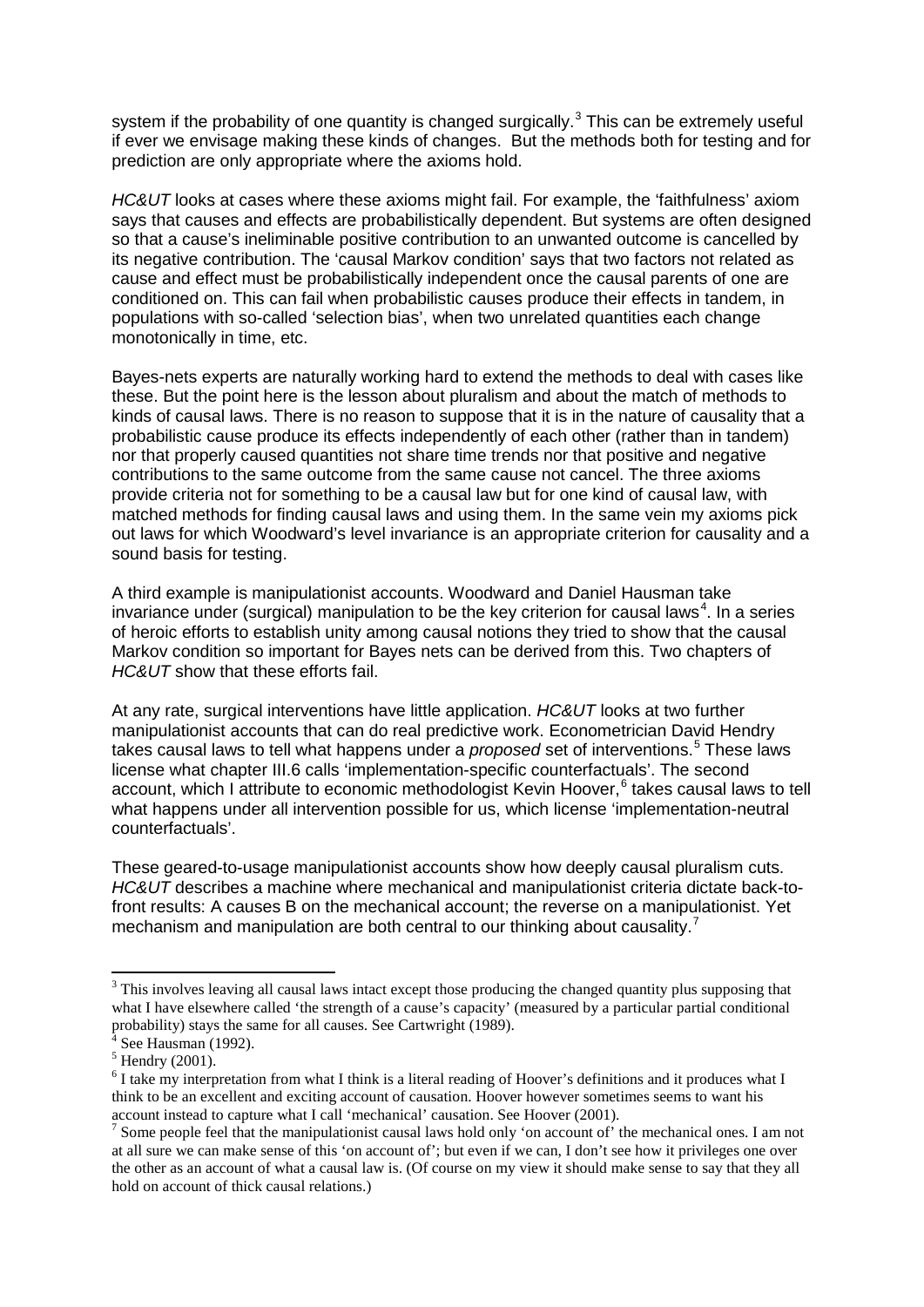system if the probability of one quantity is changed surgically.[3] This can be extremely useful if ever we envisage making these kinds of changes. But the methods both for testing and for prediction are only appropriate where the axioms hold.

*HC&UT* looks at cases where these axioms might fail. For example, the 'faithfulness' axiom says that causes and effects are probabilistically dependent. But systems are often designed so that a cause's ineliminable positive contribution to an unwanted outcome is cancelled by its negative contribution. The 'causal Markov condition' says that two factors not related as cause and effect must be probabilistically independent once the causal parents of one are conditioned on. This can fail when probabilistic causes produce their effects in tandem, in populations with so-called 'selection bias', when two unrelated quantities each change monotonically in time, etc.

Bayes-nets experts are naturally working hard to extend the methods to deal with cases like these. But the point here is the lesson about pluralism and about the match of methods to kinds of causal laws. There is no reason to suppose that it is in the nature of causality that a probabilistic cause produce its effects independently of each other (rather than in tandem) nor that properly caused quantities not share time trends nor that positive and negative contributions to the same outcome from the same cause not cancel. The three axioms provide criteria not for something to be a causal law but for one kind of causal law, with matched methods for finding causal laws and using them. In the same vein my axioms pick out laws for which Woodward's level invariance is an appropriate criterion for causality and a sound basis for testing.

A third example is manipulationist accounts. Woodward and Daniel Hausman take invariance under (surgical) manipulation to be the key criterion for causal laws[4]. In a series of heroic efforts to establish unity among causal notions they tried to show that the causal Markov condition so important for Bayes nets can be derived from this. Two chapters of *HC&UT* show that these efforts fail.

At any rate, surgical interventions have little application. *HC&UT* looks at two further manipulationist accounts that can do real predictive work. Econometrician David Hendry takes causal laws to tell what happens under a *proposed* set of interventions.[5] These laws license what chapter III.6 calls 'implementation-specific counterfactuals'. The second account, which I attribute to economic methodologist Kevin Hoover,[6] takes causal laws to tell what happens under all intervention possible for us, which license 'implementation-neutral counterfactuals'.

These geared-to-usage manipulationist accounts show how deeply causal pluralism cuts. *HC&UT* describes a machine where mechanical and manipulationist criteria dictate back-to-front results: A causes B on the mechanical account; the reverse on a manipulationist. Yet mechanism and manipulation are both central to our thinking about causality.[7]

---

[3] This involves leaving all causal laws intact except those producing the changed quantity plus supposing that what I have elsewhere called 'the strength of a cause's capacity' (measured by a particular partial conditional probability) stays the same for all causes. See Cartwright (1989).

[4] See Hausman (1992).

[5] Hendry (2001).

[6] I take my interpretation from what I think is a literal reading of Hoover's definitions and it produces what I think to be an excellent and exciting account of causation. Hoover however sometimes seems to want his account instead to capture what I call 'mechanical' causation. See Hoover (2001).

[7] Some people feel that the manipulationist causal laws hold only 'on account of' the mechanical ones. I am not at all sure we can make sense of this 'on account of'; but even if we can, I don't see how it privileges one over the other as an account of what a causal law is. (Of course on my view it should make sense to say that they all hold on account of thick causal relations.)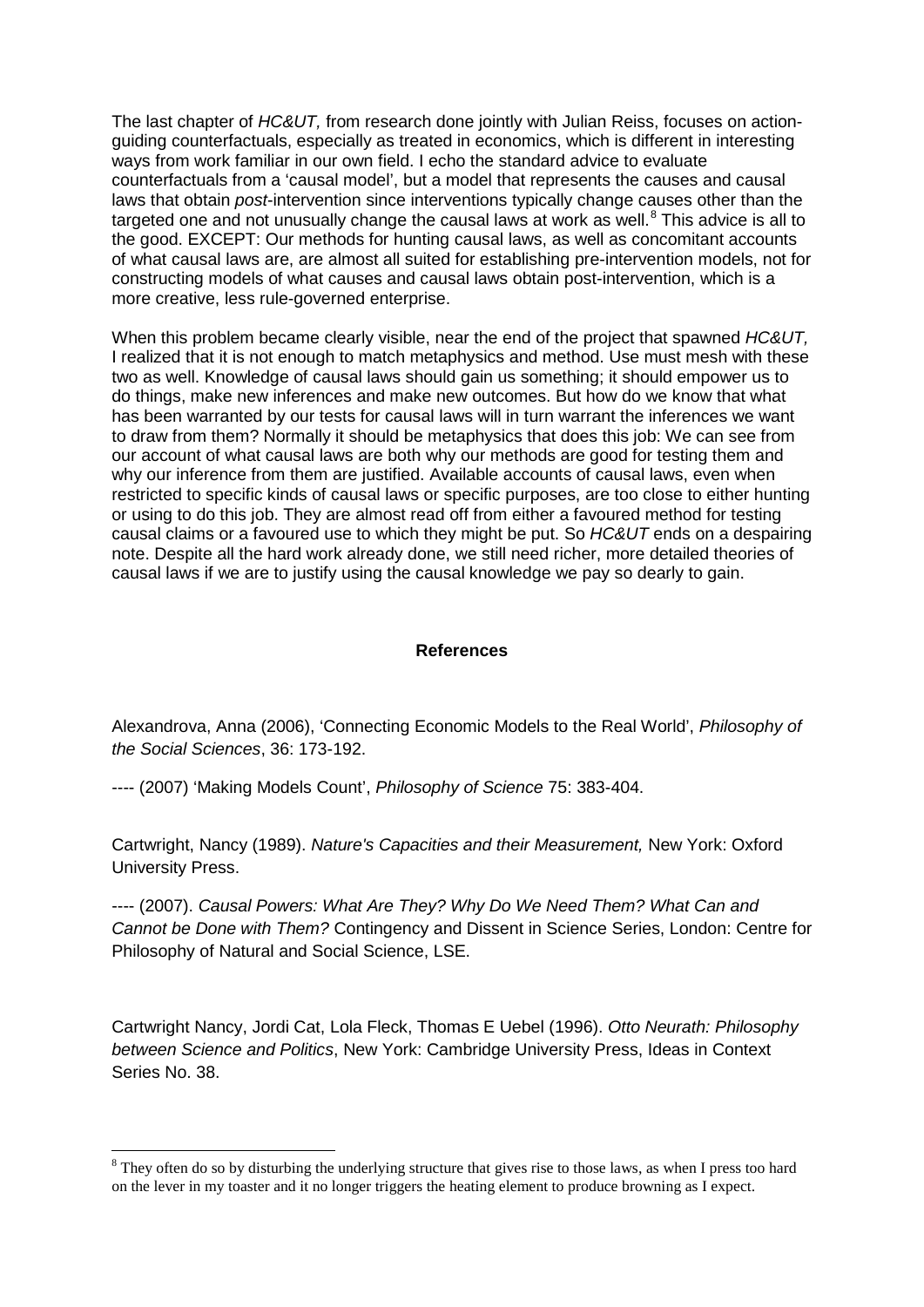The last chapter of *HC&UT,* from research done jointly with Julian Reiss, focuses on action-guiding counterfactuals, especially as treated in economics, which is different in interesting ways from work familiar in our own field. I echo the standard advice to evaluate counterfactuals from a 'causal model', but a model that represents the causes and causal laws that obtain *post*-intervention since interventions typically change causes other than the targeted one and not unusually change the causal laws at work as well.[8] This advice is all to the good. EXCEPT: Our methods for hunting causal laws, as well as concomitant accounts of what causal laws are, are almost all suited for establishing pre-intervention models, not for constructing models of what causes and causal laws obtain post-intervention, which is a more creative, less rule-governed enterprise.

When this problem became clearly visible, near the end of the project that spawned *HC&UT,* I realized that it is not enough to match metaphysics and method. Use must mesh with these two as well. Knowledge of causal laws should gain us something; it should empower us to do things, make new inferences and make new outcomes. But how do we know that what has been warranted by our tests for causal laws will in turn warrant the inferences we want to draw from them? Normally it should be metaphysics that does this job: We can see from our account of what causal laws are both why our methods are good for testing them and why our inference from them are justified. Available accounts of causal laws, even when restricted to specific kinds of causal laws or specific purposes, are too close to either hunting or using to do this job. They are almost read off from either a favoured method for testing causal claims or a favoured use to which they might be put. So *HC&UT* ends on a despairing note. Despite all the hard work already done, we still need richer, more detailed theories of causal laws if we are to justify using the causal knowledge we pay so dearly to gain.

## References

Alexandrova, Anna (2006), 'Connecting Economic Models to the Real World', *Philosophy of the Social Sciences*, 36: 173-192.

---- (2007) 'Making Models Count', *Philosophy of Science* 75: 383-404.

Cartwright, Nancy (1989). *Nature's Capacities and their Measurement,* New York: Oxford University Press.

---- (2007). *Causal Powers: What Are They? Why Do We Need Them? What Can and Cannot be Done with Them?* Contingency and Dissent in Science Series, London: Centre for Philosophy of Natural and Social Science, LSE.

Cartwright Nancy, Jordi Cat, Lola Fleck, Thomas E Uebel (1996). *Otto Neurath: Philosophy between Science and Politics*, New York: Cambridge University Press, Ideas in Context Series No. 38.

---

[8] They often do so by disturbing the underlying structure that gives rise to those laws, as when I press too hard on the lever in my toaster and it no longer triggers the heating element to produce browning as I expect.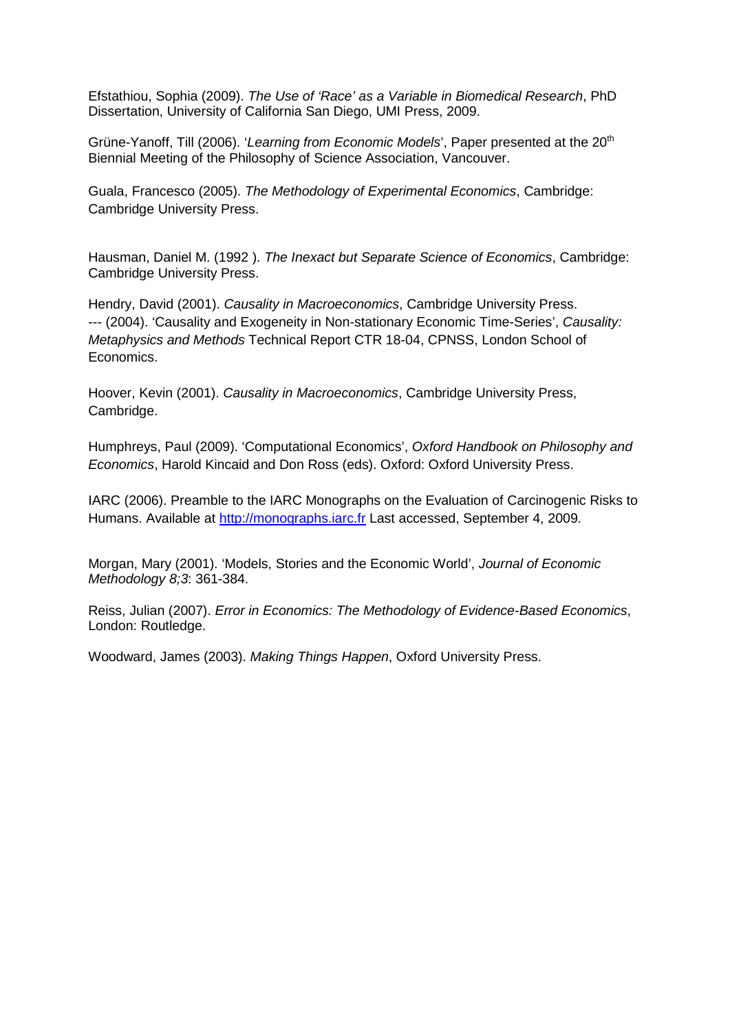Efstathiou, Sophia (2009). *The Use of 'Race' as a Variable in Biomedical Research*, PhD Dissertation, University of California San Diego, UMI Press, 2009.

Grüne-Yanoff, Till (2006). '*Learning from Economic Models*', Paper presented at the 20th Biennial Meeting of the Philosophy of Science Association, Vancouver.

Guala, Francesco (2005). *The Methodology of Experimental Economics*, Cambridge: Cambridge University Press.

Hausman, Daniel M. (1992 ). *The Inexact but Separate Science of Economics*, Cambridge: Cambridge University Press.

Hendry, David (2001). *Causality in Macroeconomics*, Cambridge University Press.
--- (2004). 'Causality and Exogeneity in Non-stationary Economic Time-Series', *Causality: Metaphysics and Methods* Technical Report CTR 18-04, CPNSS, London School of Economics.

Hoover, Kevin (2001). *Causality in Macroeconomics*, Cambridge University Press, Cambridge.

Humphreys, Paul (2009). 'Computational Economics', *Oxford Handbook on Philosophy and Economics*, Harold Kincaid and Don Ross (eds). Oxford: Oxford University Press.

IARC (2006). Preamble to the IARC Monographs on the Evaluation of Carcinogenic Risks to Humans. Available at http://monographs.iarc.fr Last accessed, September 4, 2009.

Morgan, Mary (2001). 'Models, Stories and the Economic World', *Journal of Economic Methodology 8;3*: 361-384.

Reiss, Julian (2007). *Error in Economics: The Methodology of Evidence-Based Economics*, London: Routledge.

Woodward, James (2003). *Making Things Happen*, Oxford University Press.